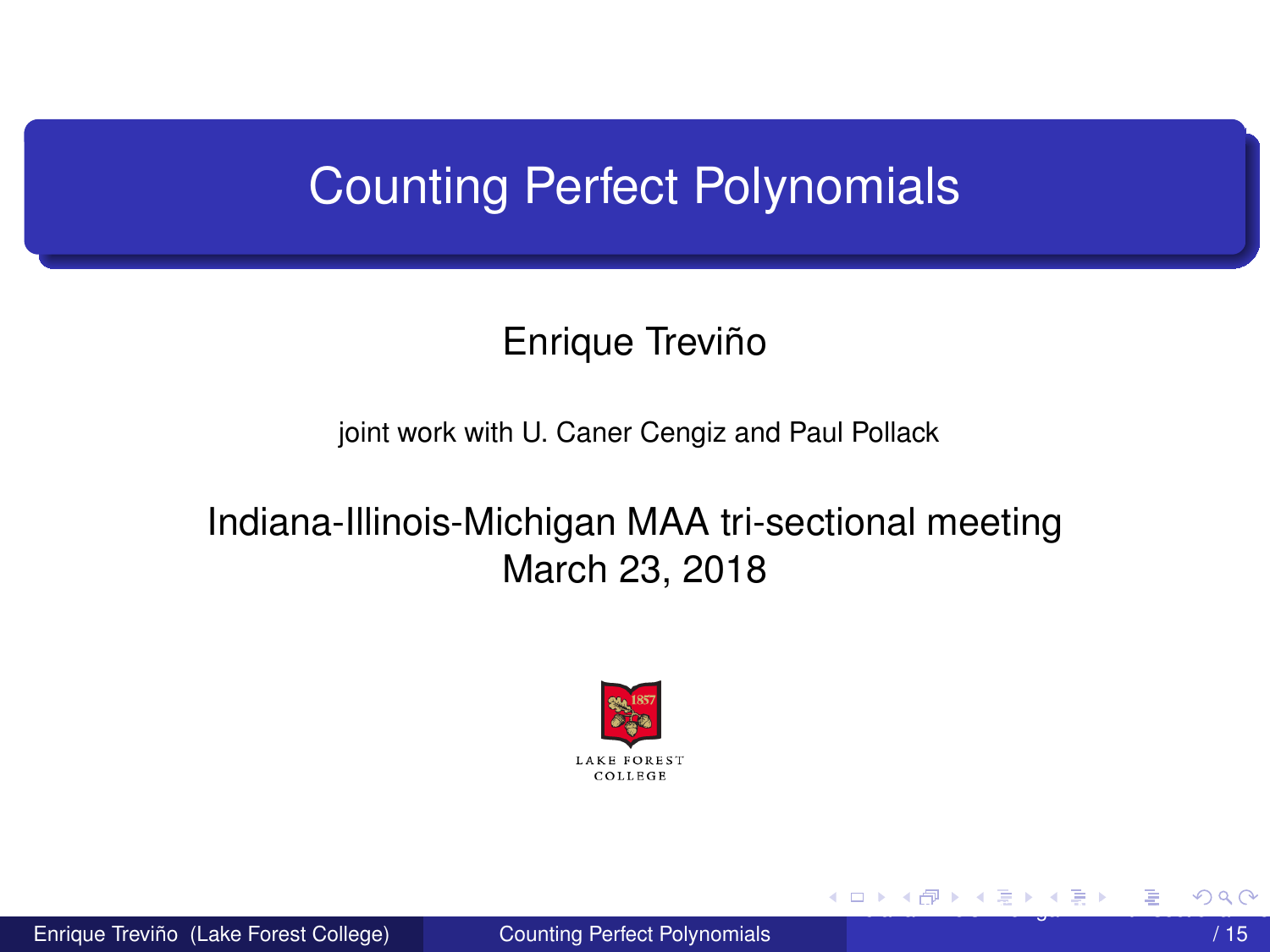# Counting Perfect Polynomials

Enrique Treviño

joint work with U. Caner Cengiz and Paul Pollack

Indiana-Illinois-Michigan MAA tri-sectional meeting
March 23, 2018

LAKE FOREST COLLEGE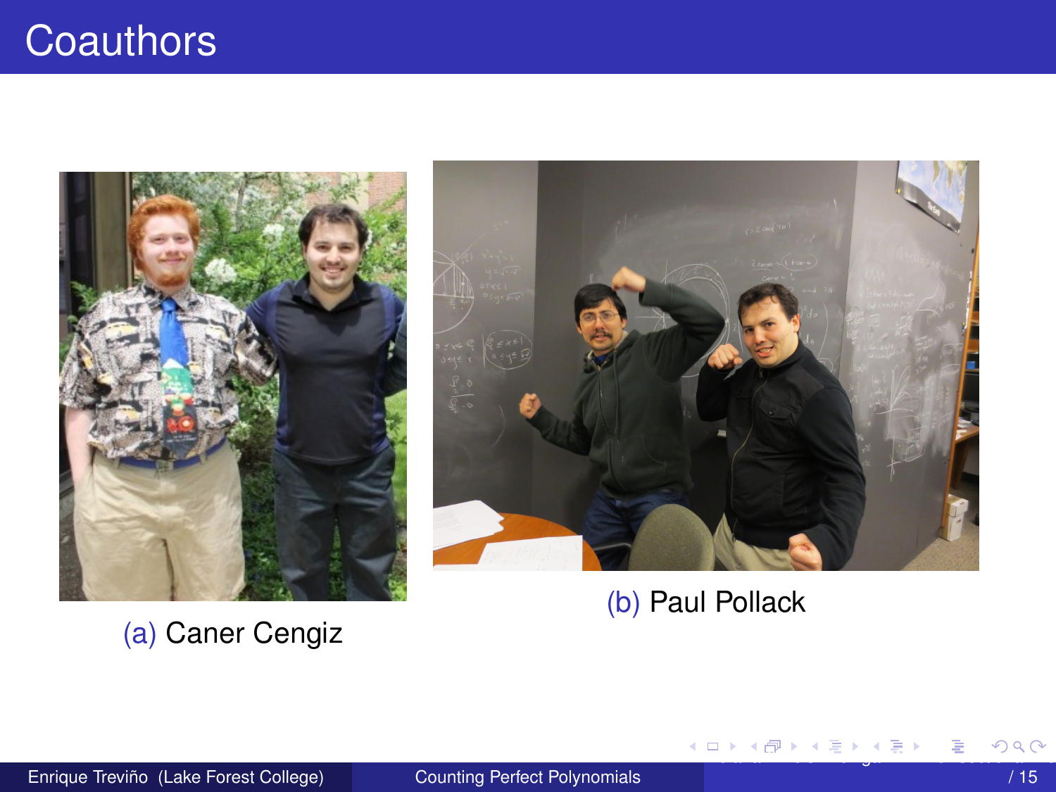# Coauthors

(a) Caner Cengiz

(b) Paul Pollack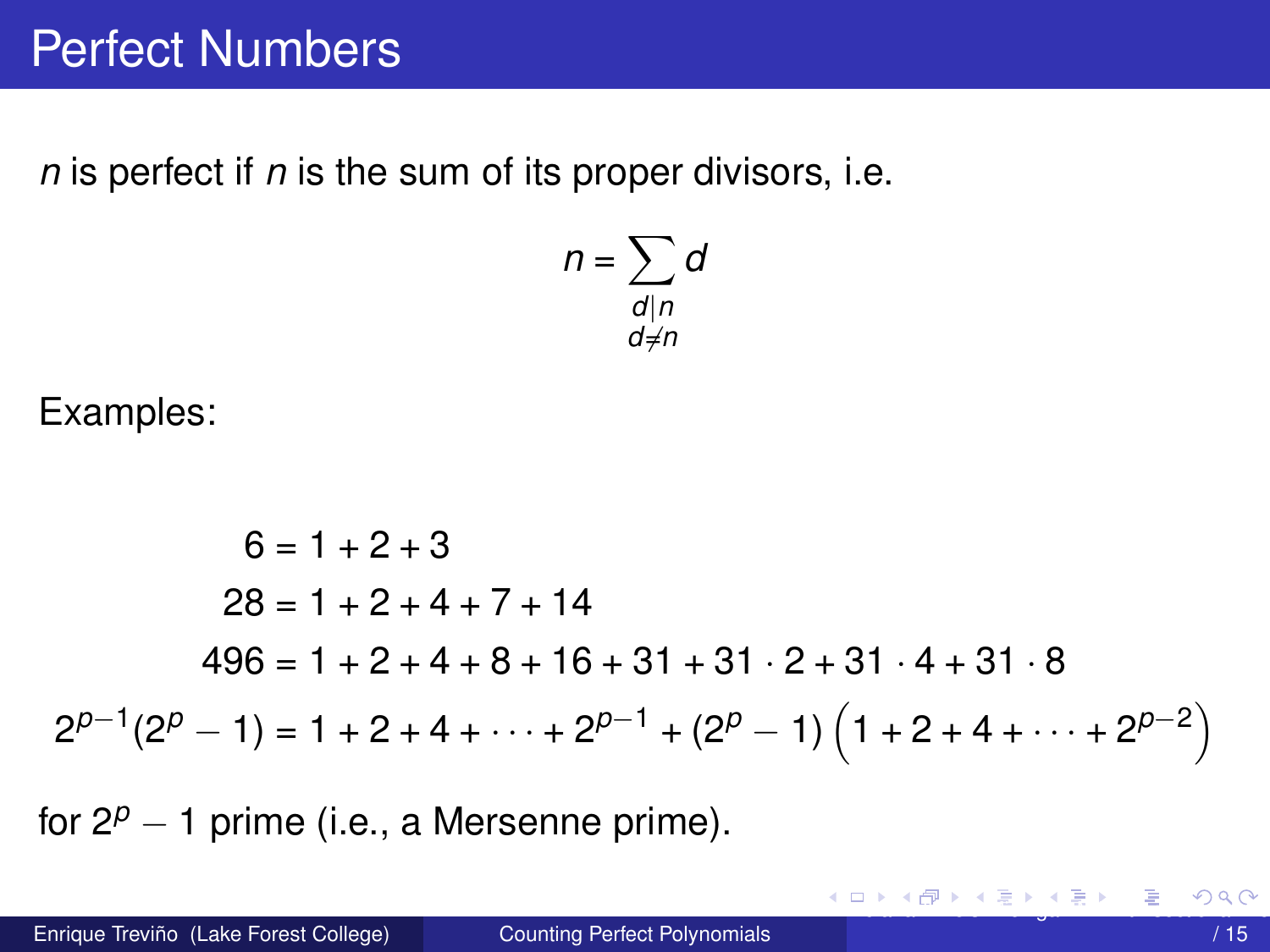# Perfect Numbers

$n$ is perfect if $n$ is the sum of its proper divisors, i.e.

$$n = \sum_{\substack{d|n \\ d \neq n}} d$$

Examples:

$$
\begin{aligned}
6 &= 1 + 2 + 3 \\
28 &= 1 + 2 + 4 + 7 + 14 \\
496 &= 1 + 2 + 4 + 8 + 16 + 31 + 31 \cdot 2 + 31 \cdot 4 + 31 \cdot 8 \\
2^{p-1}(2^p - 1) &= 1 + 2 + 4 + \cdots + 2^{p-1} + (2^p - 1)\left(1 + 2 + 4 + \cdots + 2^{p-2}\right)
\end{aligned}
$$

for $2^p - 1$ prime (i.e., a Mersenne prime).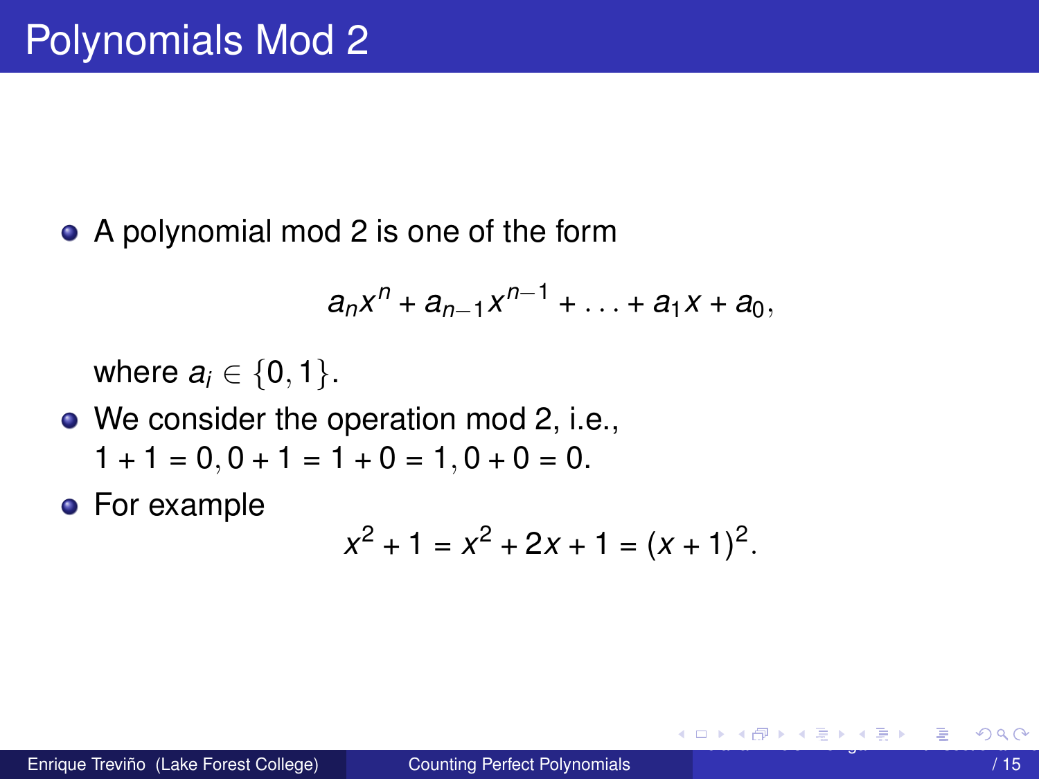# Polynomials Mod 2

- A polynomial mod 2 is one of the form

$$a_n x^n + a_{n-1} x^{n-1} + \ldots + a_1 x + a_0,$$

  where $a_i \in \{0, 1\}$.

- We consider the operation mod 2, i.e., $1 + 1 = 0, 0 + 1 = 1 + 0 = 1, 0 + 0 = 0.$

- For example

$$x^2 + 1 = x^2 + 2x + 1 = (x + 1)^2.$$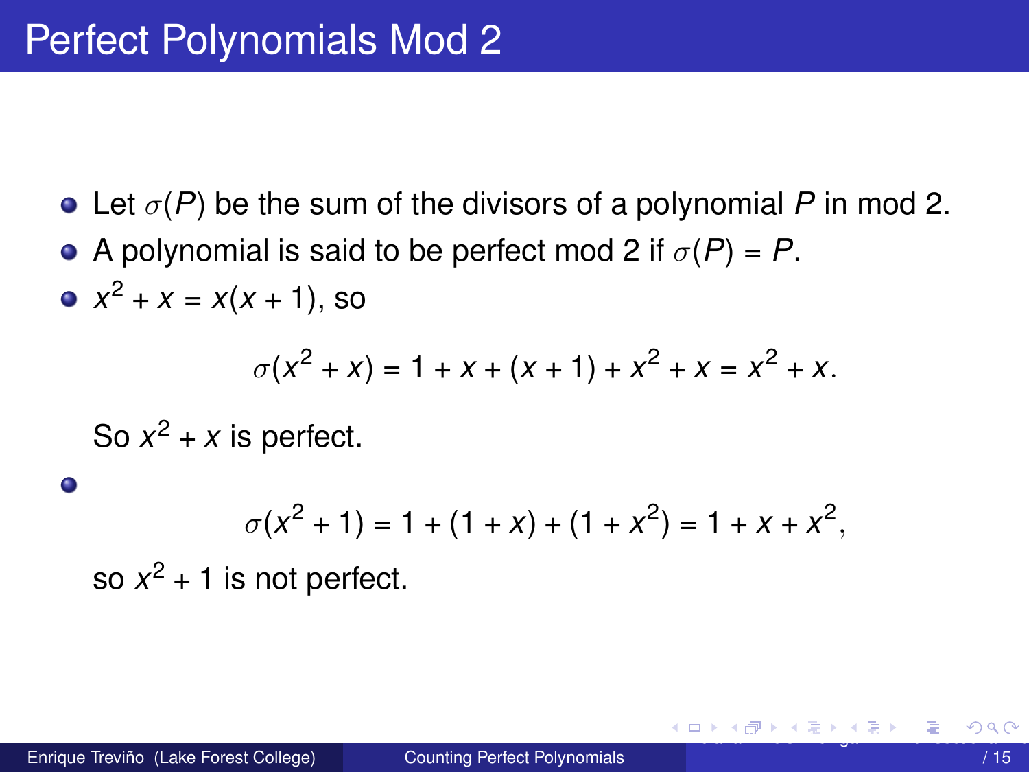# Perfect Polynomials Mod 2

- Let $\sigma(P)$ be the sum of the divisors of a polynomial $P$ in mod 2.
- A polynomial is said to be perfect mod 2 if $\sigma(P) = P$.
- $x^2 + x = x(x+1)$, so

$$\sigma(x^2 + x) = 1 + x + (x+1) + x^2 + x = x^2 + x.$$

  So $x^2 + x$ is perfect.

- $$\sigma(x^2 + 1) = 1 + (1 + x) + (1 + x^2) = 1 + x + x^2,$$

  so $x^2 + 1$ is not perfect.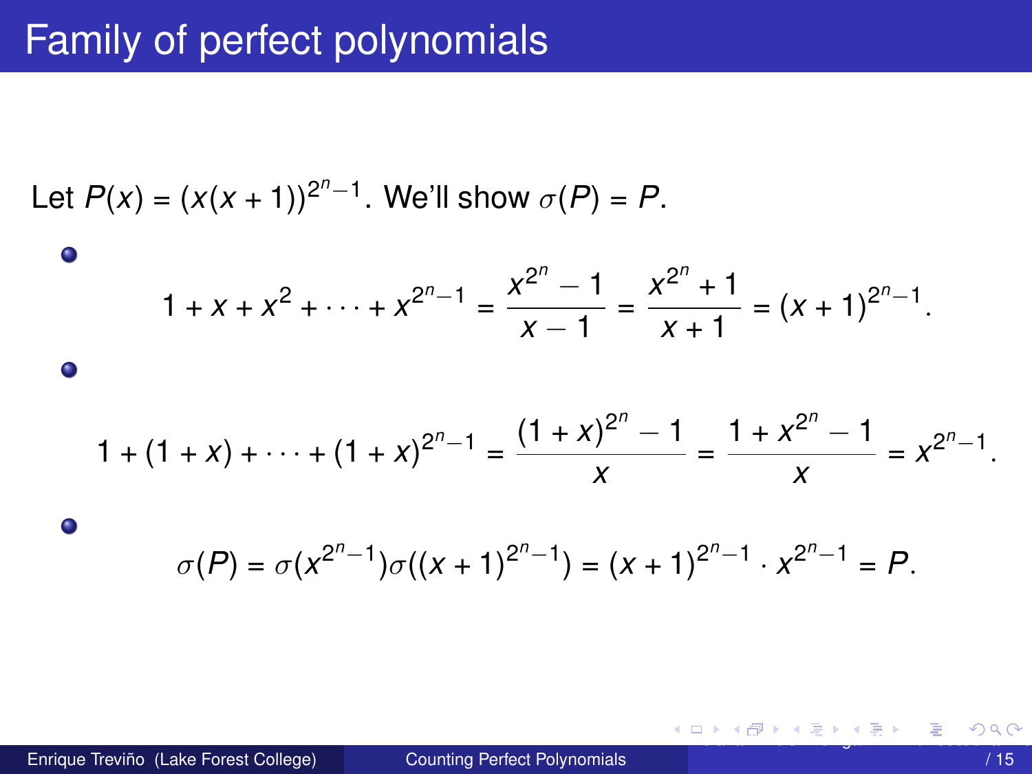# Family of perfect polynomials

Let $P(x) = (x(x+1))^{2^n - 1}$. We'll show $\sigma(P) = P$.

- $$1 + x + x^2 + \cdots + x^{2^n - 1} = \frac{x^{2^n} - 1}{x - 1} = \frac{x^{2^n} + 1}{x + 1} = (x+1)^{2^n - 1}.$$

- $$1 + (1+x) + \cdots + (1+x)^{2^n - 1} = \frac{(1+x)^{2^n} - 1}{x} = \frac{1 + x^{2^n} - 1}{x} = x^{2^n - 1}.$$

- $$\sigma(P) = \sigma(x^{2^n - 1})\sigma((x+1)^{2^n - 1}) = (x+1)^{2^n - 1} \cdot x^{2^n - 1} = P.$$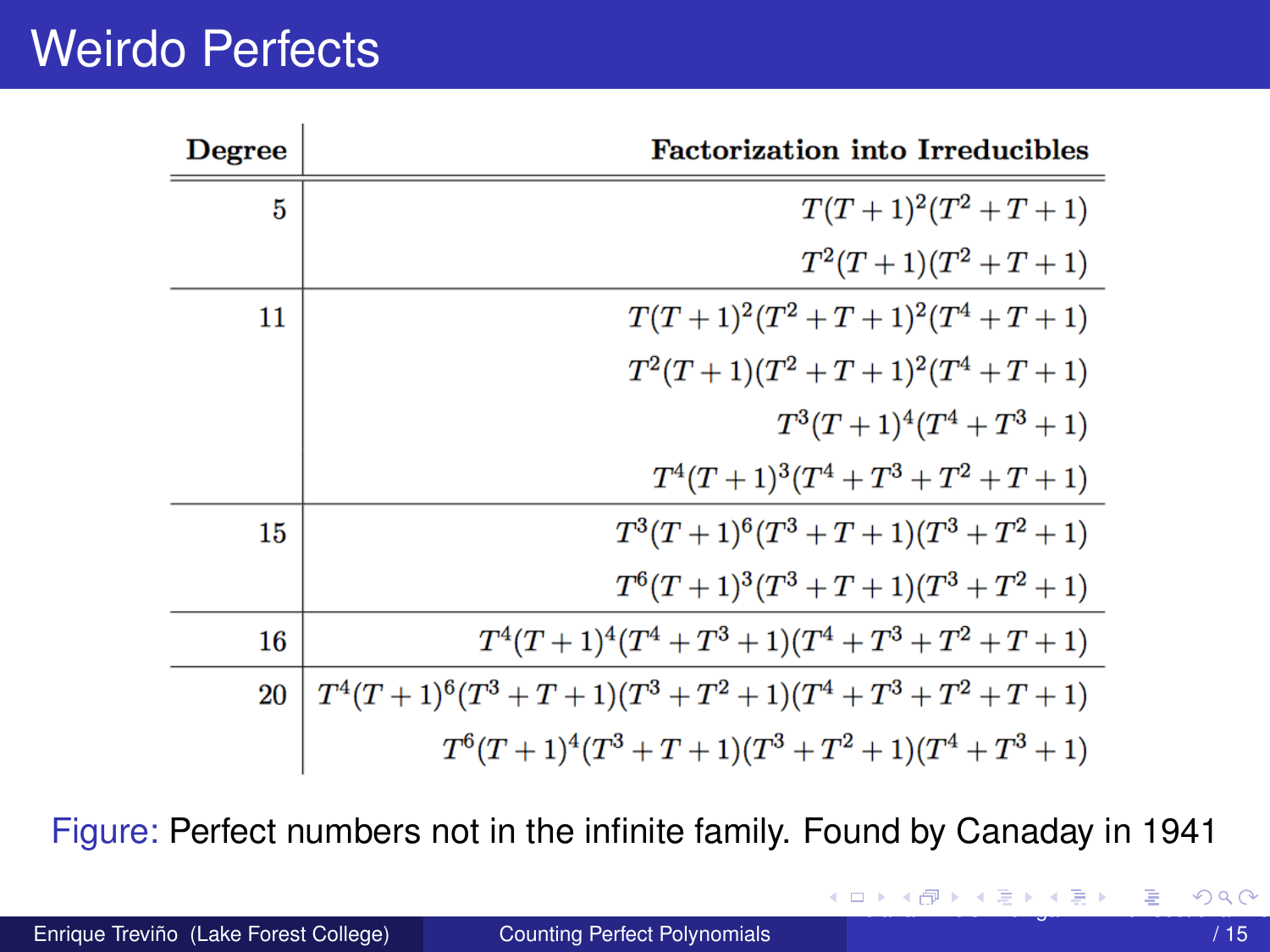# Weirdo Perfects

| Degree | Factorization into Irreducibles |
|---|---|
| 5 | $T(T+1)^2(T^2+T+1)$ |
| | $T^2(T+1)(T^2+T+1)$ |
| 11 | $T(T+1)^2(T^2+T+1)^2(T^4+T+1)$ |
| | $T^2(T+1)(T^2+T+1)^2(T^4+T+1)$ |
| | $T^3(T+1)^4(T^4+T^3+1)$ |
| | $T^4(T+1)^3(T^4+T^3+T^2+T+1)$ |
| 15 | $T^3(T+1)^6(T^3+T+1)(T^3+T^2+1)$ |
| | $T^6(T+1)^3(T^3+T+1)(T^3+T^2+1)$ |
| 16 | $T^4(T+1)^4(T^4+T^3+1)(T^4+T^3+T^2+T+1)$ |
| 20 | $T^4(T+1)^6(T^3+T+1)(T^3+T^2+1)(T^4+T^3+T^2+T+1)$ |
| | $T^6(T+1)^4(T^3+T+1)(T^3+T^2+1)(T^4+T^3+1)$ |

Figure: Perfect numbers not in the infinite family. Found by Canaday in 1941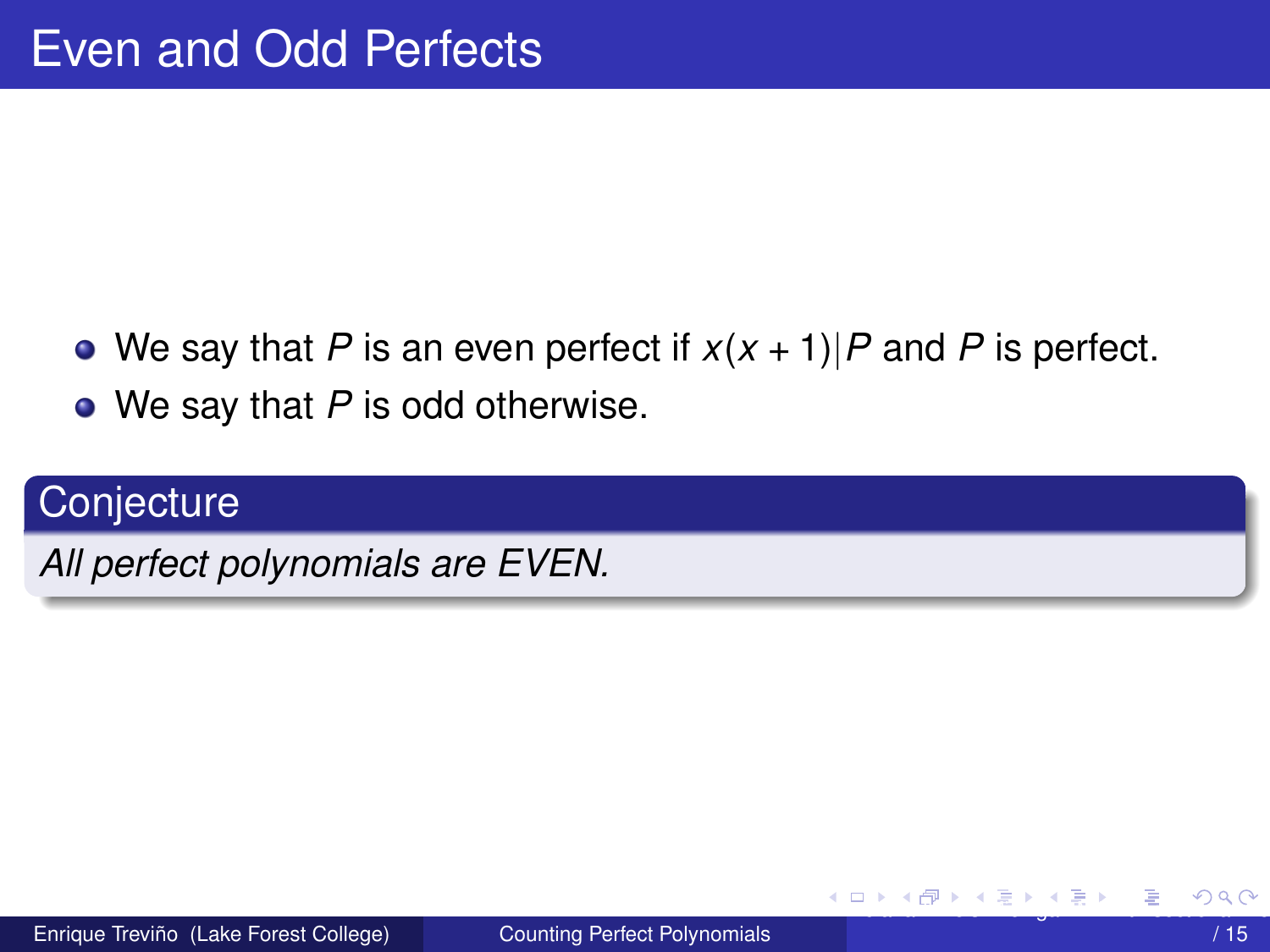# Even and Odd Perfects

- We say that $P$ is an even perfect if $x(x+1)|P$ and $P$ is perfect.
- We say that $P$ is odd otherwise.

**Conjecture**

*All perfect polynomials are EVEN.*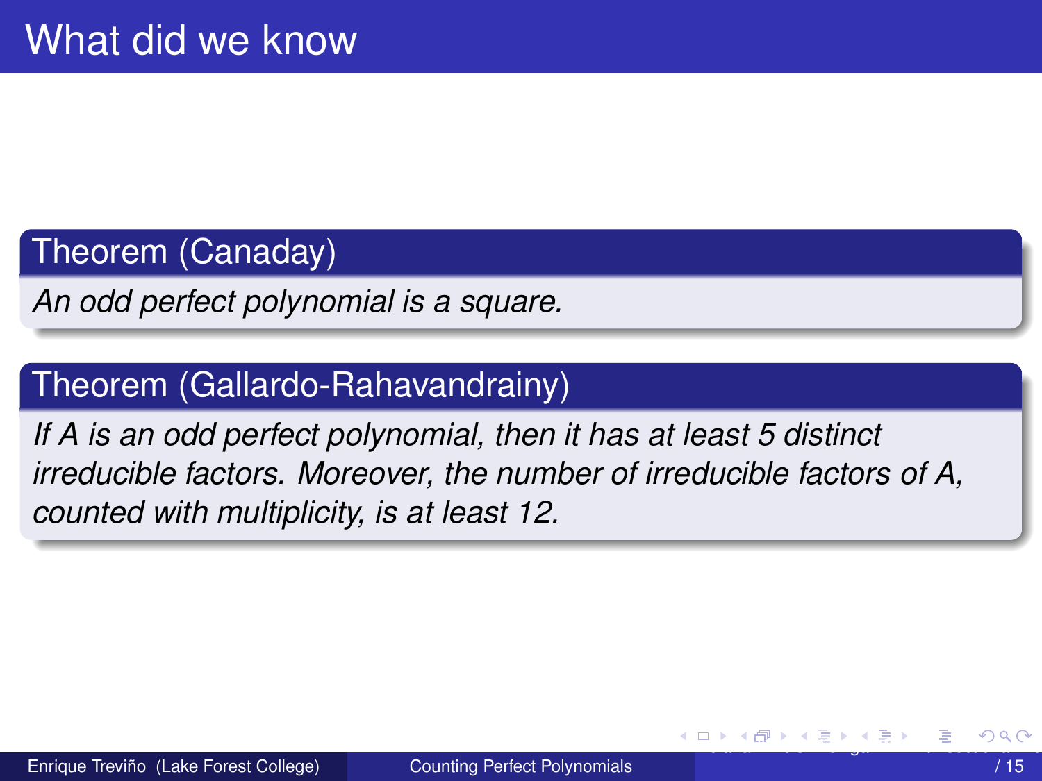# What did we know

**Theorem (Canaday)**

*An odd perfect polynomial is a square.*

**Theorem (Gallardo-Rahavandrainy)**

*If A is an odd perfect polynomial, then it has at least 5 distinct irreducible factors. Moreover, the number of irreducible factors of A, counted with multiplicity, is at least 12.*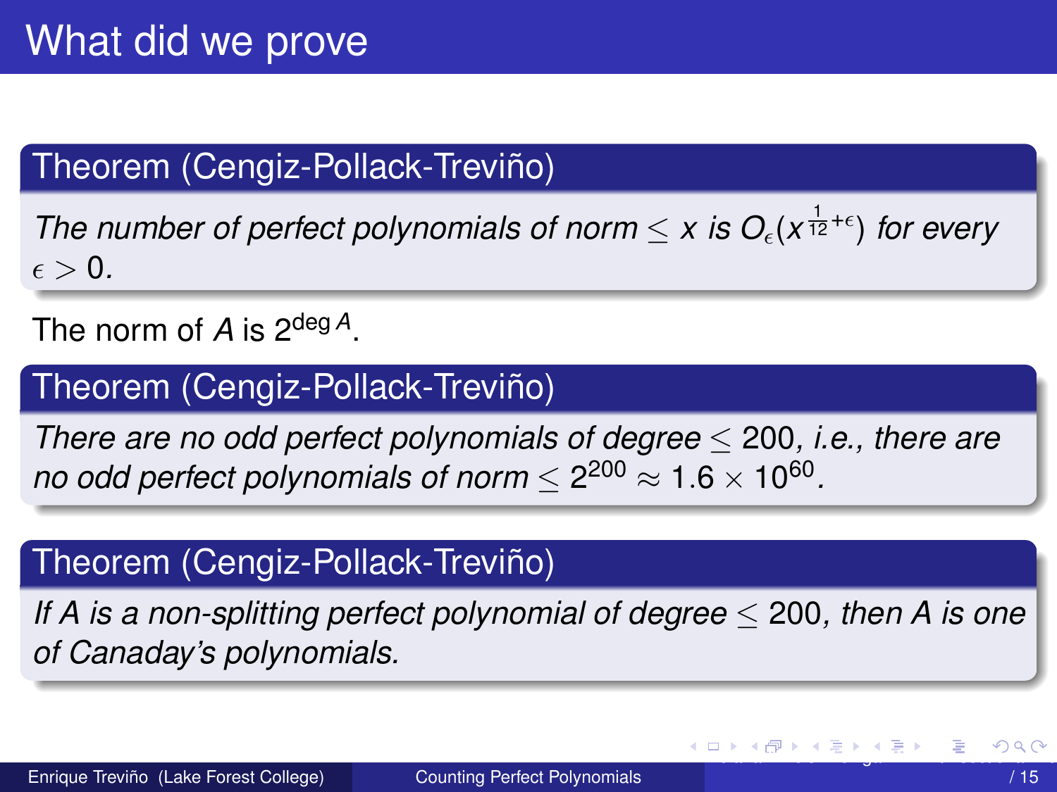# What did we prove

**Theorem (Cengiz-Pollack-Treviño)**

*The number of perfect polynomials of norm $\leq x$ is $O_\epsilon(x^{\frac{1}{12}+\epsilon})$ for every $\epsilon > 0$.*

The norm of $A$ is $2^{\deg A}$.

**Theorem (Cengiz-Pollack-Treviño)**

*There are no odd perfect polynomials of degree $\leq 200$, i.e., there are no odd perfect polynomials of norm $\leq 2^{200} \approx 1.6 \times 10^{60}$.*

**Theorem (Cengiz-Pollack-Treviño)**

*If $A$ is a non-splitting perfect polynomial of degree $\leq 200$, then $A$ is one of Canaday's polynomials.*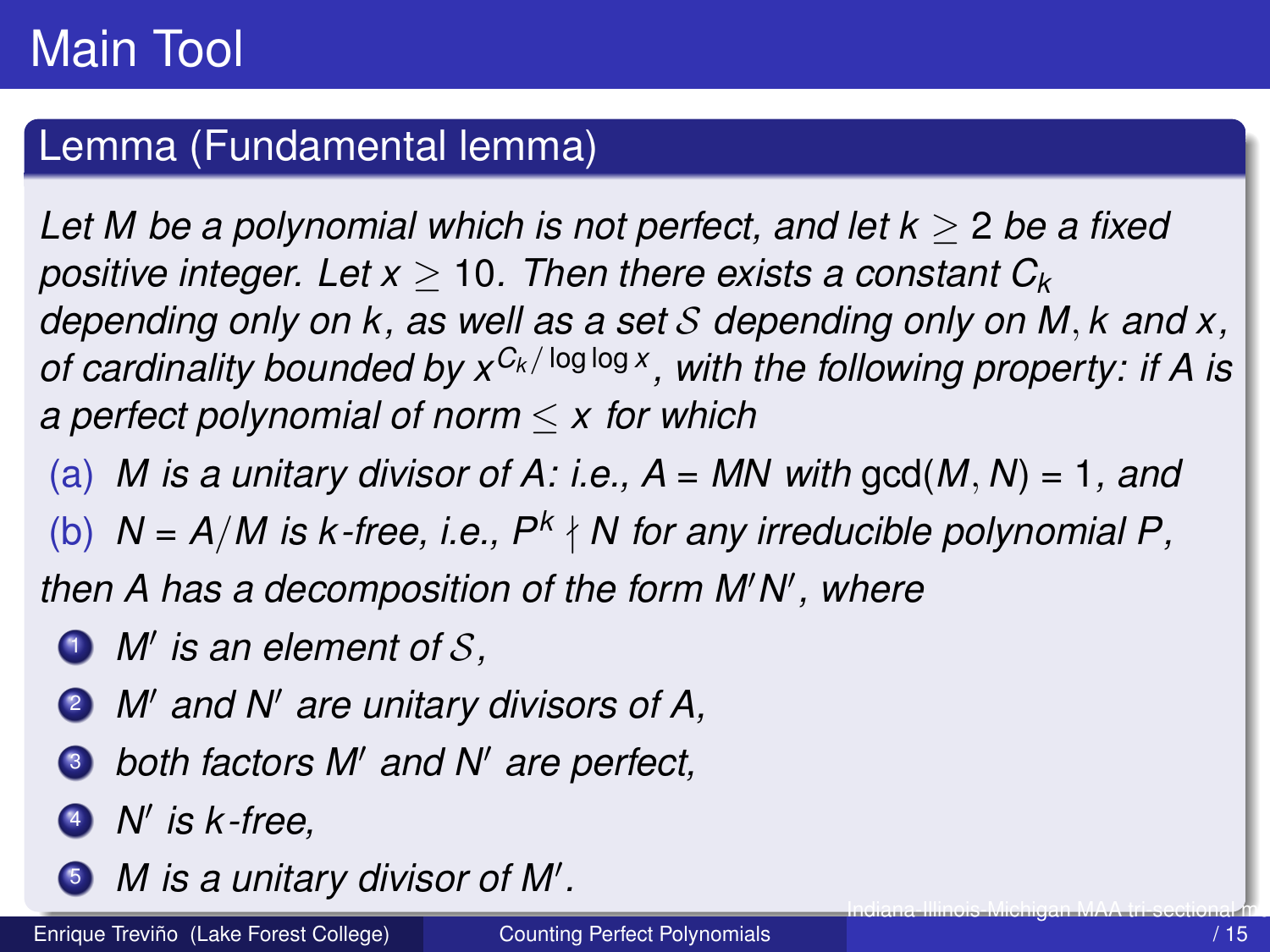# Main Tool

## Lemma (Fundamental lemma)

*Let $M$ be a polynomial which is not perfect, and let $k \geq 2$ be a fixed positive integer. Let $x \geq 10$. Then there exists a constant $C_k$ depending only on $k$, as well as a set $\mathcal{S}$ depending only on $M, k$ and $x$, of cardinality bounded by $x^{C_k/\log\log x}$, with the following property: if $A$ is a perfect polynomial of norm $\leq x$ for which*

(a) *$M$ is a unitary divisor of $A$: i.e., $A = MN$ with $\gcd(M, N) = 1$, and*

(b) *$N = A/M$ is $k$-free, i.e., $P^k \nmid N$ for any irreducible polynomial $P$,*

*then $A$ has a decomposition of the form $M'N'$, where*

1. *$M'$ is an element of $\mathcal{S}$,*
2. *$M'$ and $N'$ are unitary divisors of $A$,*
3. *both factors $M'$ and $N'$ are perfect,*
4. *$N'$ is $k$-free,*
5. *$M$ is a unitary divisor of $M'$.*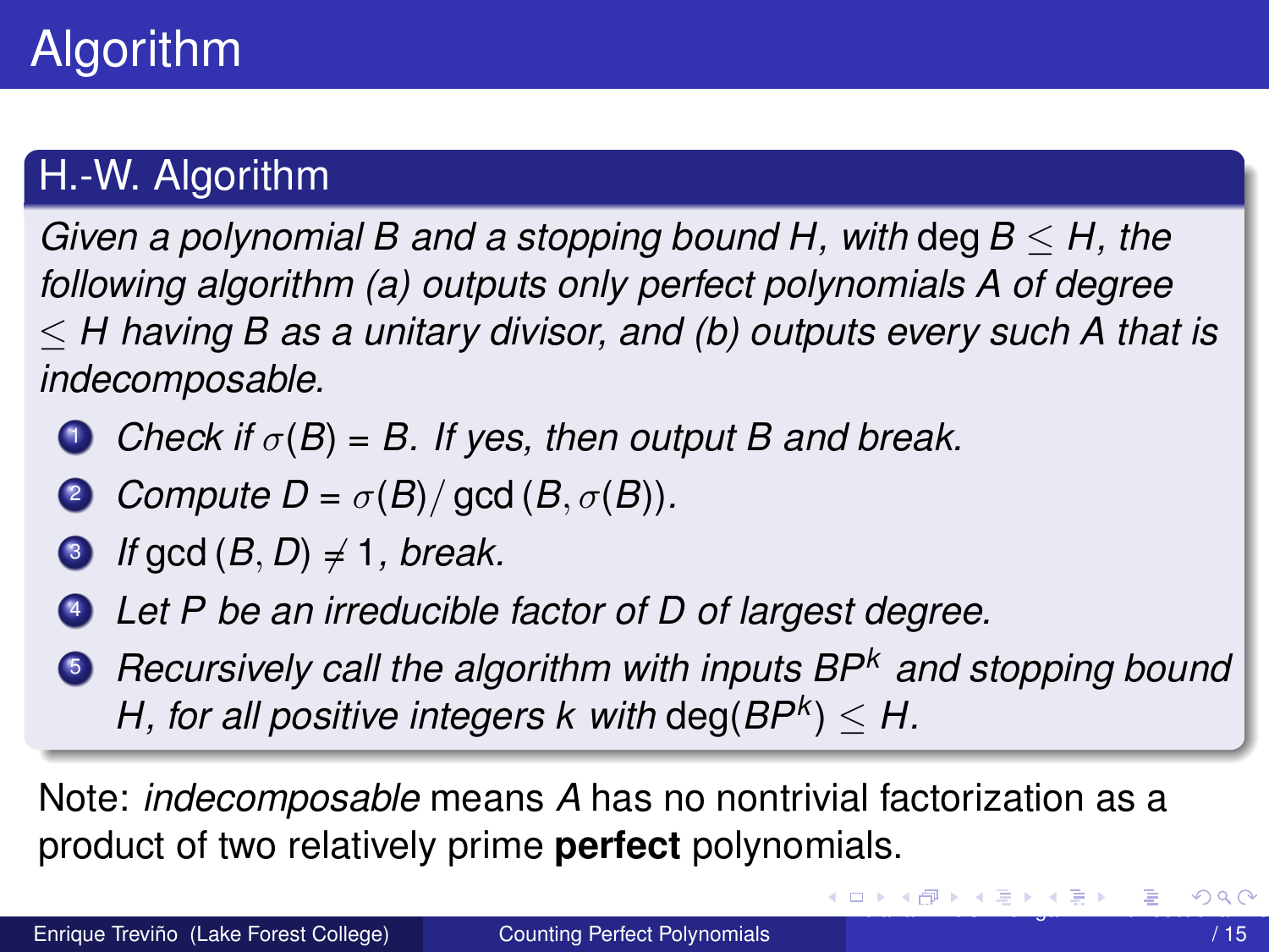# Algorithm

## H.-W. Algorithm

*Given a polynomial $B$ and a stopping bound $H$, with $\deg B \leq H$, the following algorithm (a) outputs only perfect polynomials $A$ of degree $\leq H$ having $B$ as a unitary divisor, and (b) outputs every such $A$ that is indecomposable.*

1. *Check if $\sigma(B) = B$. If yes, then output $B$ and break.*
2. *Compute $D = \sigma(B)/\gcd(B, \sigma(B))$.*
3. *If $\gcd(B, D) \neq 1$, break.*
4. *Let $P$ be an irreducible factor of $D$ of largest degree.*
5. *Recursively call the algorithm with inputs $BP^k$ and stopping bound $H$, for all positive integers $k$ with $\deg(BP^k) \leq H$.*

Note: *indecomposable* means $A$ has no nontrivial factorization as a product of two relatively prime **perfect** polynomials.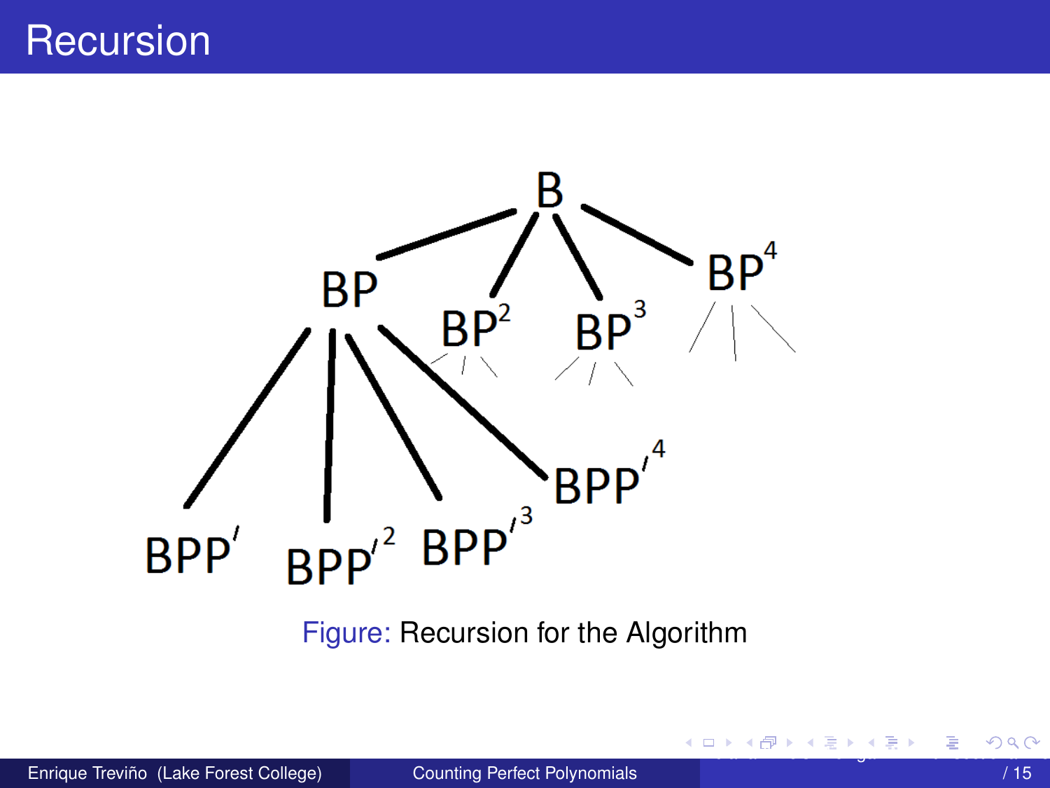# Recursion

Figure: Recursion for the Algorithm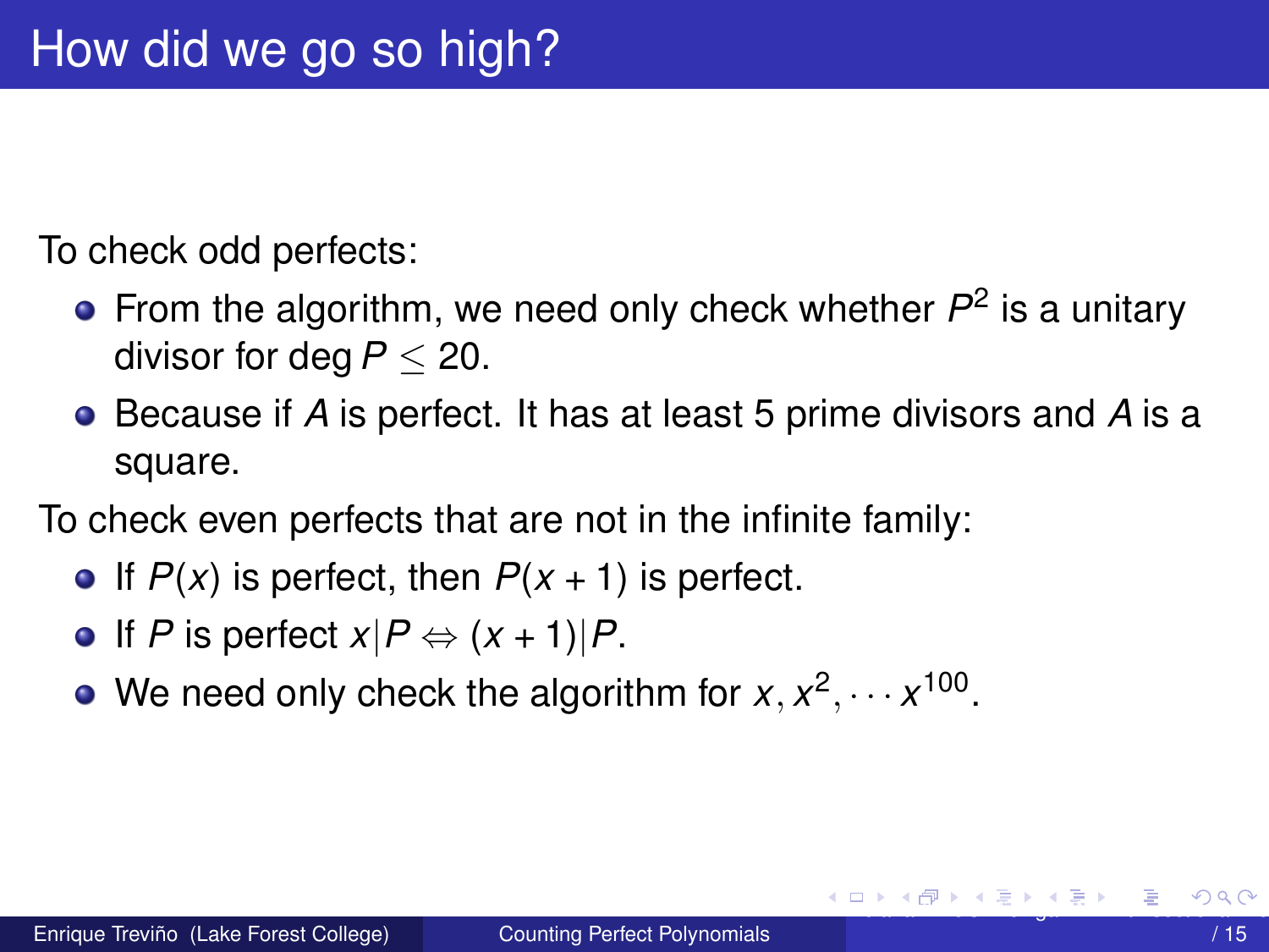# How did we go so high?

To check odd perfects:

- From the algorithm, we need only check whether $P^2$ is a unitary divisor for $\deg P \leq 20$.
- Because if $A$ is perfect. It has at least 5 prime divisors and $A$ is a square.

To check even perfects that are not in the infinite family:

- If $P(x)$ is perfect, then $P(x+1)$ is perfect.
- If $P$ is perfect $x|P \Leftrightarrow (x+1)|P$.
- We need only check the algorithm for $x, x^2, \cdots x^{100}$.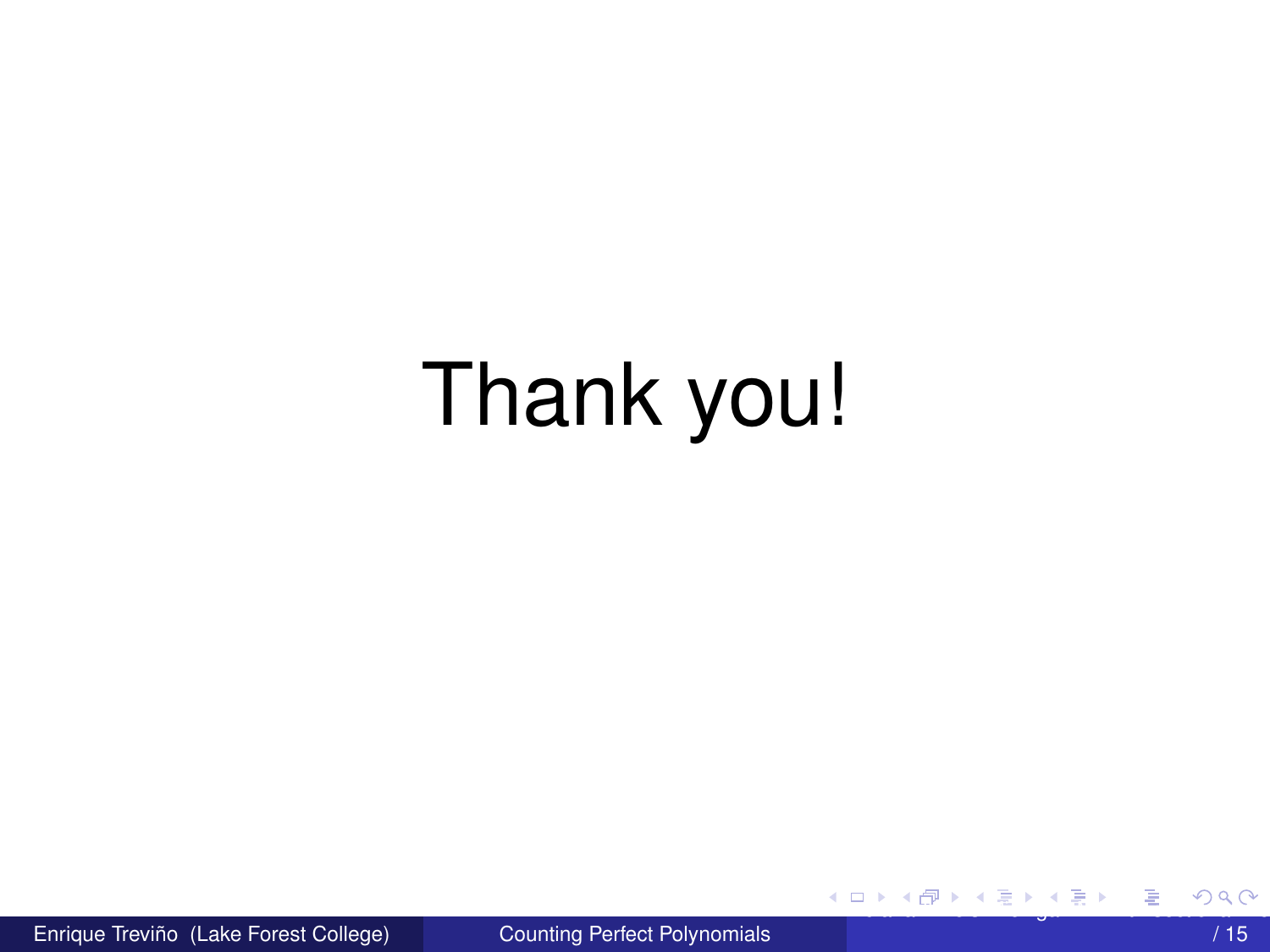# Thank you!